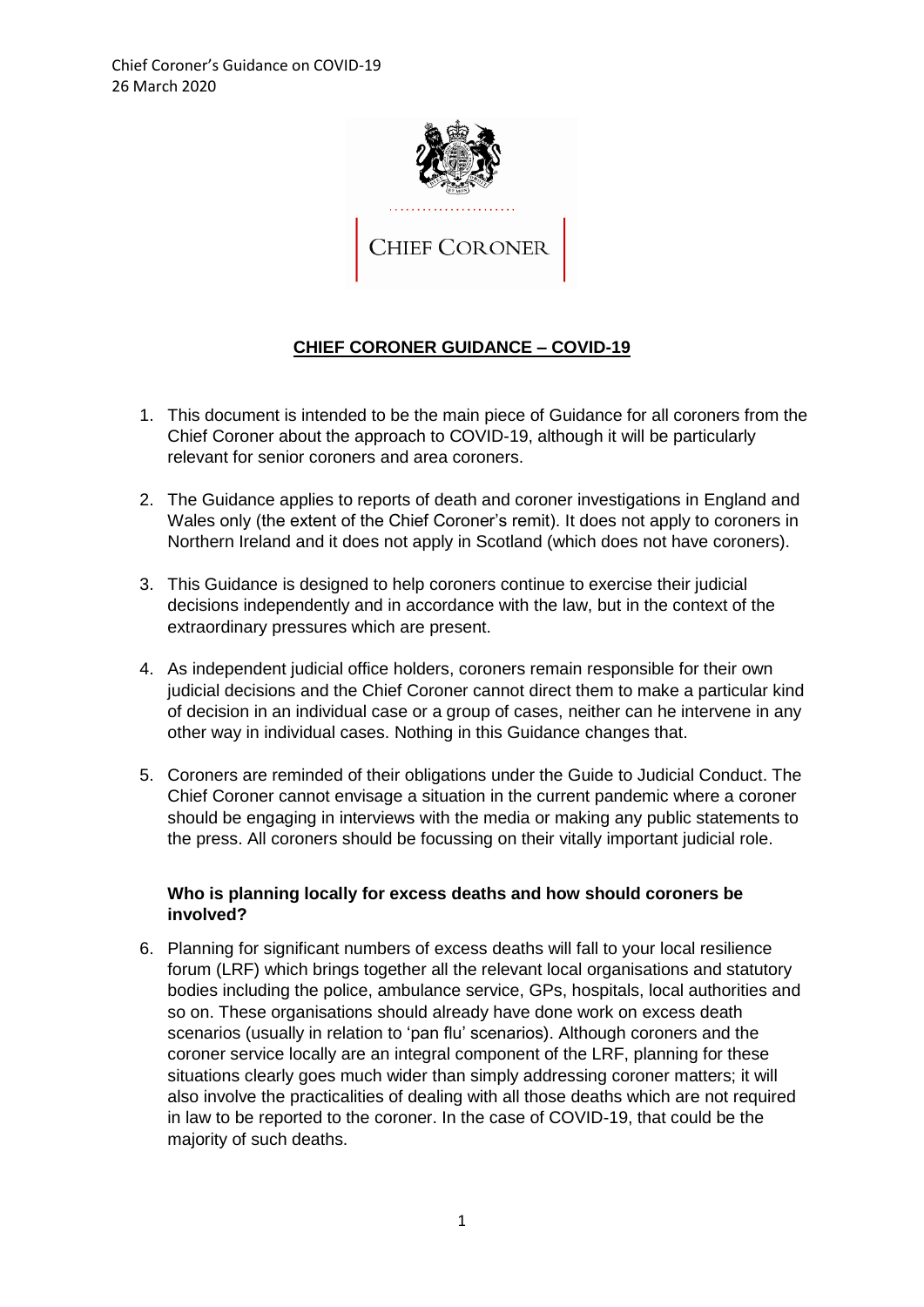# CHIEF CORONER GUIDANCE – COVID-19

1. This document is intended to be the main piece of Guidance for all coroners from the Chief Coroner about the approach to COVID-19, although it will be particularly relevant for senior coroners and area coroners.

2. The Guidance applies to reports of death and coroner investigations in England and Wales only (the extent of the Chief Coroner's remit). It does not apply to coroners in Northern Ireland and it does not apply in Scotland (which does not have coroners).

3. This Guidance is designed to help coroners continue to exercise their judicial decisions independently and in accordance with the law, but in the context of the extraordinary pressures which are present.

4. As independent judicial office holders, coroners remain responsible for their own judicial decisions and the Chief Coroner cannot direct them to make a particular kind of decision in an individual case or a group of cases, neither can he intervene in any other way in individual cases. Nothing in this Guidance changes that.

5. Coroners are reminded of their obligations under the Guide to Judicial Conduct. The Chief Coroner cannot envisage a situation in the current pandemic where a coroner should be engaging in interviews with the media or making any public statements to the press. All coroners should be focussing on their vitally important judicial role.

### Who is planning locally for excess deaths and how should coroners be involved?

6. Planning for significant numbers of excess deaths will fall to your local resilience forum (LRF) which brings together all the relevant local organisations and statutory bodies including the police, ambulance service, GPs, hospitals, local authorities and so on. These organisations should already have done work on excess death scenarios (usually in relation to 'pan flu' scenarios). Although coroners and the coroner service locally are an integral component of the LRF, planning for these situations clearly goes much wider than simply addressing coroner matters; it will also involve the practicalities of dealing with all those deaths which are not required in law to be reported to the coroner. In the case of COVID-19, that could be the majority of such deaths.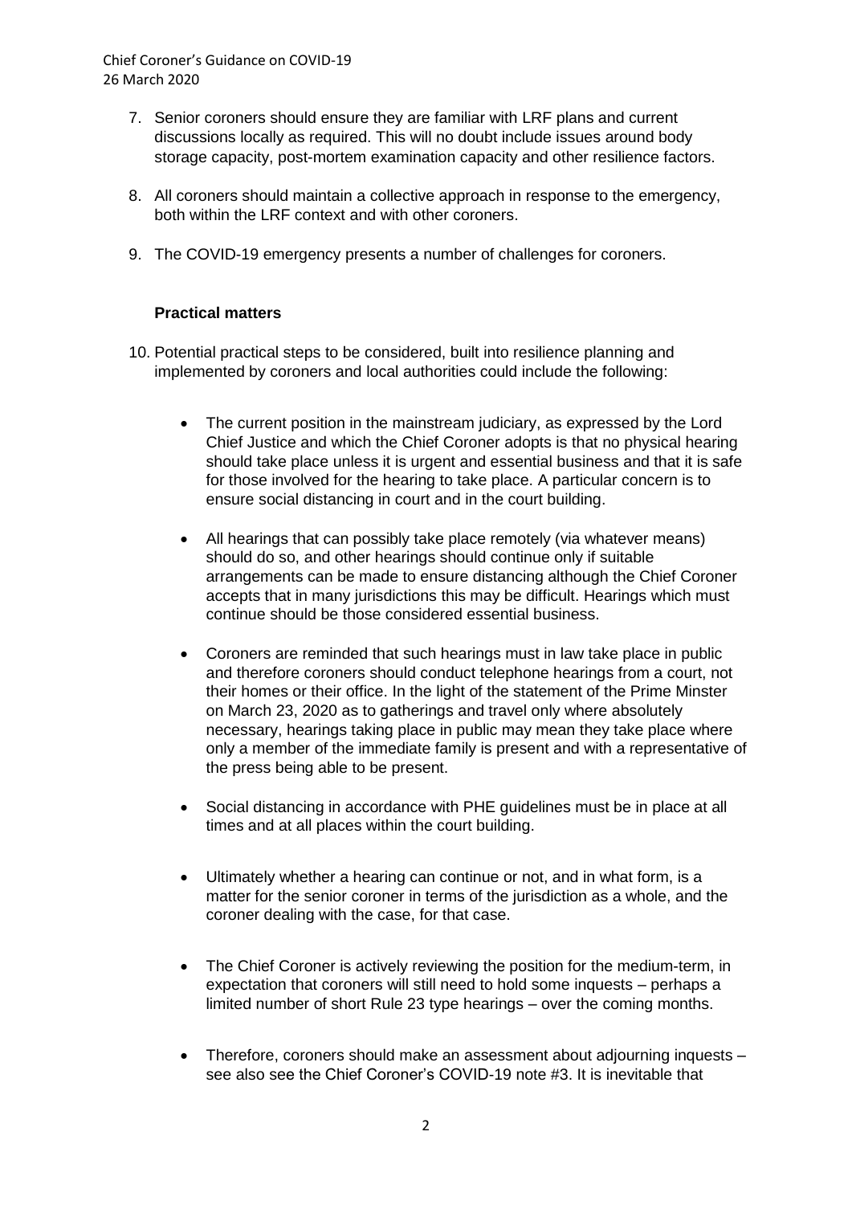7. Senior coroners should ensure they are familiar with LRF plans and current discussions locally as required. This will no doubt include issues around body storage capacity, post-mortem examination capacity and other resilience factors.

8. All coroners should maintain a collective approach in response to the emergency, both within the LRF context and with other coroners.

9. The COVID-19 emergency presents a number of challenges for coroners.

### Practical matters

10. Potential practical steps to be considered, built into resilience planning and implemented by coroners and local authorities could include the following:

    - The current position in the mainstream judiciary, as expressed by the Lord Chief Justice and which the Chief Coroner adopts is that no physical hearing should take place unless it is urgent and essential business and that it is safe for those involved for the hearing to take place. A particular concern is to ensure social distancing in court and in the court building.

    - All hearings that can possibly take place remotely (via whatever means) should do so, and other hearings should continue only if suitable arrangements can be made to ensure distancing although the Chief Coroner accepts that in many jurisdictions this may be difficult. Hearings which must continue should be those considered essential business.

    - Coroners are reminded that such hearings must in law take place in public and therefore coroners should conduct telephone hearings from a court, not their homes or their office. In the light of the statement of the Prime Minster on March 23, 2020 as to gatherings and travel only where absolutely necessary, hearings taking place in public may mean they take place where only a member of the immediate family is present and with a representative of the press being able to be present.

    - Social distancing in accordance with PHE guidelines must be in place at all times and at all places within the court building.

    - Ultimately whether a hearing can continue or not, and in what form, is a matter for the senior coroner in terms of the jurisdiction as a whole, and the coroner dealing with the case, for that case.

    - The Chief Coroner is actively reviewing the position for the medium-term, in expectation that coroners will still need to hold some inquests – perhaps a limited number of short Rule 23 type hearings – over the coming months.

    - Therefore, coroners should make an assessment about adjourning inquests – see also see the Chief Coroner's COVID-19 note #3. It is inevitable that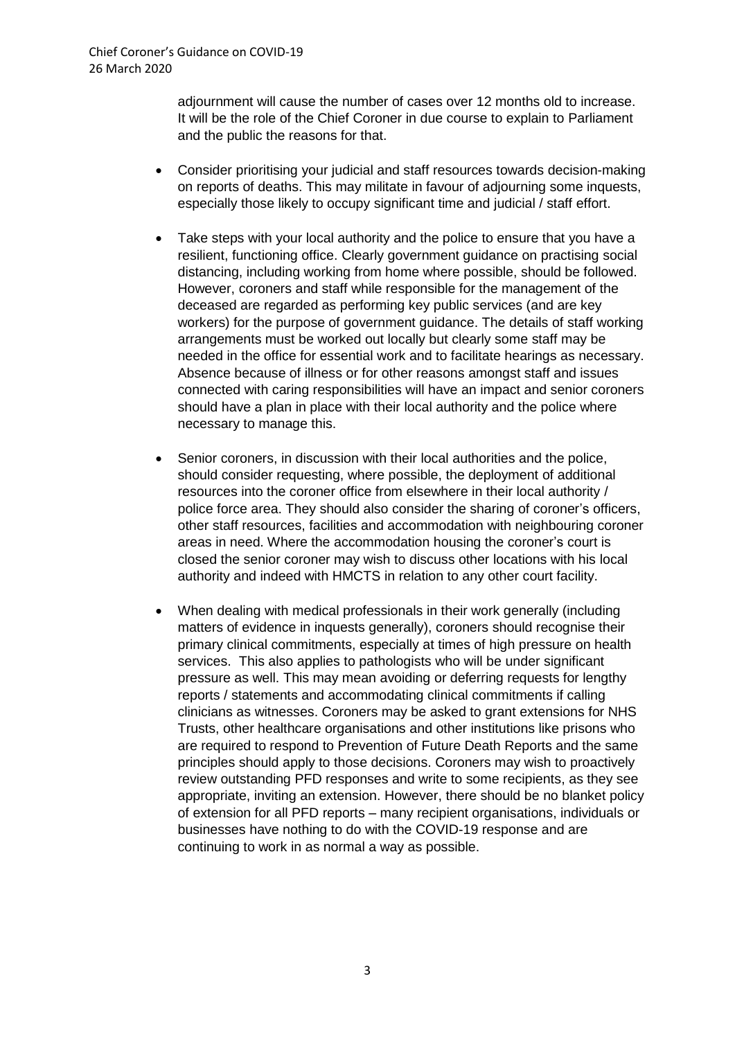adjournment will cause the number of cases over 12 months old to increase. It will be the role of the Chief Coroner in due course to explain to Parliament and the public the reasons for that.

- Consider prioritising your judicial and staff resources towards decision-making on reports of deaths. This may militate in favour of adjourning some inquests, especially those likely to occupy significant time and judicial / staff effort.

- Take steps with your local authority and the police to ensure that you have a resilient, functioning office. Clearly government guidance on practising social distancing, including working from home where possible, should be followed. However, coroners and staff while responsible for the management of the deceased are regarded as performing key public services (and are key workers) for the purpose of government guidance. The details of staff working arrangements must be worked out locally but clearly some staff may be needed in the office for essential work and to facilitate hearings as necessary. Absence because of illness or for other reasons amongst staff and issues connected with caring responsibilities will have an impact and senior coroners should have a plan in place with their local authority and the police where necessary to manage this.

- Senior coroners, in discussion with their local authorities and the police, should consider requesting, where possible, the deployment of additional resources into the coroner office from elsewhere in their local authority / police force area. They should also consider the sharing of coroner's officers, other staff resources, facilities and accommodation with neighbouring coroner areas in need. Where the accommodation housing the coroner's court is closed the senior coroner may wish to discuss other locations with his local authority and indeed with HMCTS in relation to any other court facility.

- When dealing with medical professionals in their work generally (including matters of evidence in inquests generally), coroners should recognise their primary clinical commitments, especially at times of high pressure on health services. This also applies to pathologists who will be under significant pressure as well. This may mean avoiding or deferring requests for lengthy reports / statements and accommodating clinical commitments if calling clinicians as witnesses. Coroners may be asked to grant extensions for NHS Trusts, other healthcare organisations and other institutions like prisons who are required to respond to Prevention of Future Death Reports and the same principles should apply to those decisions. Coroners may wish to proactively review outstanding PFD responses and write to some recipients, as they see appropriate, inviting an extension. However, there should be no blanket policy of extension for all PFD reports – many recipient organisations, individuals or businesses have nothing to do with the COVID-19 response and are continuing to work in as normal a way as possible.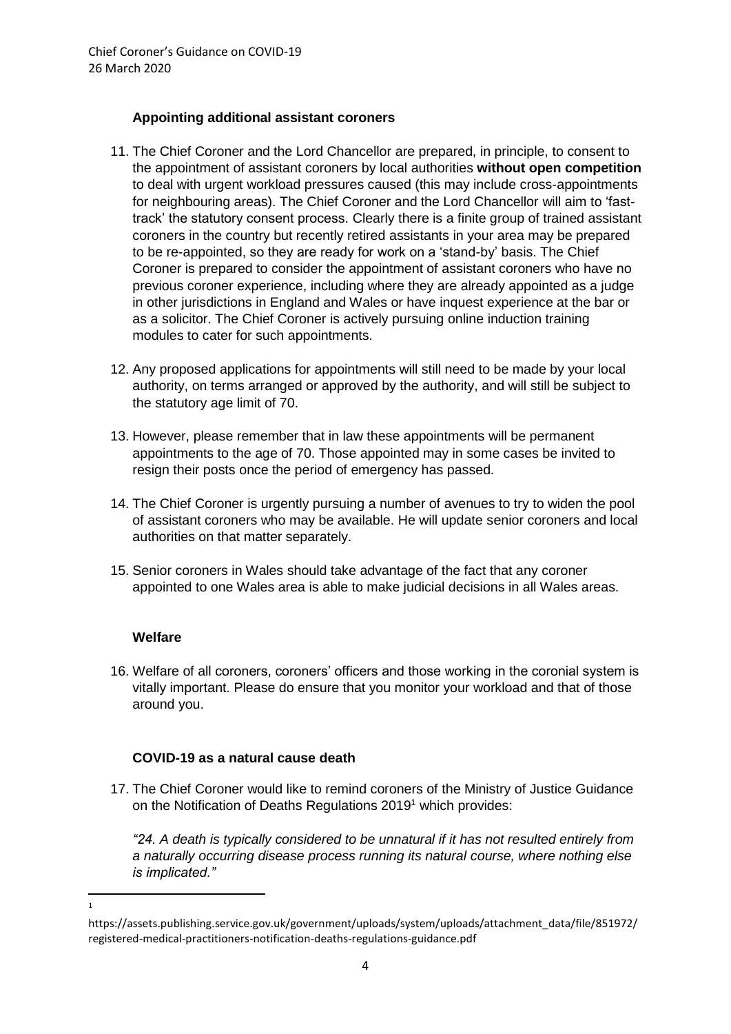### Appointing additional assistant coroners

11. The Chief Coroner and the Lord Chancellor are prepared, in principle, to consent to the appointment of assistant coroners by local authorities **without open competition** to deal with urgent workload pressures caused (this may include cross-appointments for neighbouring areas). The Chief Coroner and the Lord Chancellor will aim to 'fast-track' the statutory consent process. Clearly there is a finite group of trained assistant coroners in the country but recently retired assistants in your area may be prepared to be re-appointed, so they are ready for work on a 'stand-by' basis. The Chief Coroner is prepared to consider the appointment of assistant coroners who have no previous coroner experience, including where they are already appointed as a judge in other jurisdictions in England and Wales or have inquest experience at the bar or as a solicitor. The Chief Coroner is actively pursuing online induction training modules to cater for such appointments.

12. Any proposed applications for appointments will still need to be made by your local authority, on terms arranged or approved by the authority, and will still be subject to the statutory age limit of 70.

13. However, please remember that in law these appointments will be permanent appointments to the age of 70. Those appointed may in some cases be invited to resign their posts once the period of emergency has passed.

14. The Chief Coroner is urgently pursuing a number of avenues to try to widen the pool of assistant coroners who may be available. He will update senior coroners and local authorities on that matter separately.

15. Senior coroners in Wales should take advantage of the fact that any coroner appointed to one Wales area is able to make judicial decisions in all Wales areas.

### Welfare

16. Welfare of all coroners, coroners' officers and those working in the coronial system is vitally important. Please do ensure that you monitor your workload and that of those around you.

### COVID-19 as a natural cause death

17. The Chief Coroner would like to remind coroners of the Ministry of Justice Guidance on the Notification of Deaths Regulations 2019[1] which provides:

    *"24. A death is typically considered to be unnatural if it has not resulted entirely from a naturally occurring disease process running its natural course, where nothing else is implicated."*

---

[1] https://assets.publishing.service.gov.uk/government/uploads/system/uploads/attachment_data/file/851972/registered-medical-practitioners-notification-deaths-regulations-guidance.pdf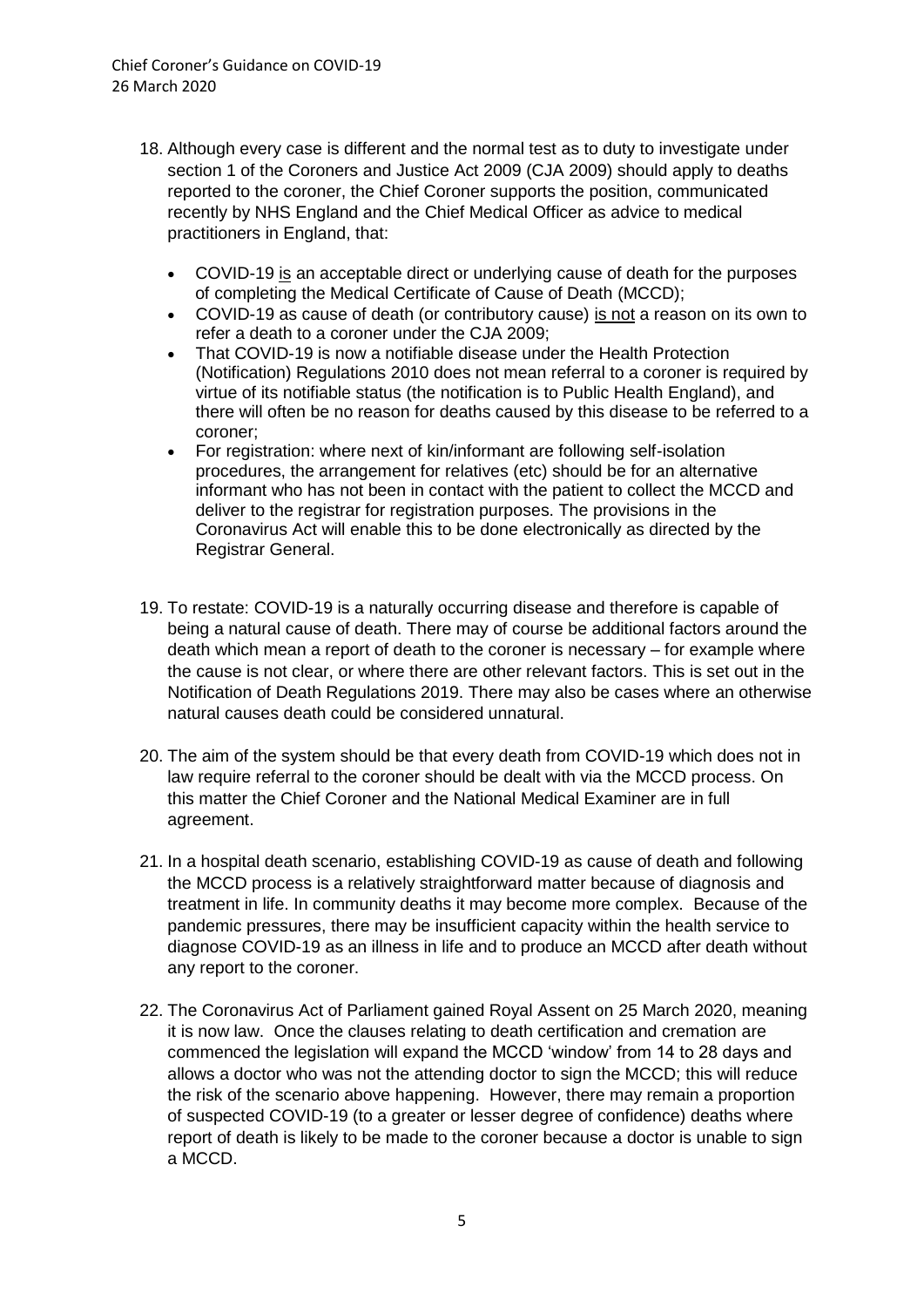18. Although every case is different and the normal test as to duty to investigate under section 1 of the Coroners and Justice Act 2009 (CJA 2009) should apply to deaths reported to the coroner, the Chief Coroner supports the position, communicated recently by NHS England and the Chief Medical Officer as advice to medical practitioners in England, that:

    - COVID-19 is an acceptable direct or underlying cause of death for the purposes of completing the Medical Certificate of Cause of Death (MCCD);
    - COVID-19 as cause of death (or contributory cause) is not a reason on its own to refer a death to a coroner under the CJA 2009;
    - That COVID-19 is now a notifiable disease under the Health Protection (Notification) Regulations 2010 does not mean referral to a coroner is required by virtue of its notifiable status (the notification is to Public Health England), and there will often be no reason for deaths caused by this disease to be referred to a coroner;
    - For registration: where next of kin/informant are following self-isolation procedures, the arrangement for relatives (etc) should be for an alternative informant who has not been in contact with the patient to collect the MCCD and deliver to the registrar for registration purposes. The provisions in the Coronavirus Act will enable this to be done electronically as directed by the Registrar General.

19. To restate: COVID-19 is a naturally occurring disease and therefore is capable of being a natural cause of death. There may of course be additional factors around the death which mean a report of death to the coroner is necessary – for example where the cause is not clear, or where there are other relevant factors. This is set out in the Notification of Death Regulations 2019. There may also be cases where an otherwise natural causes death could be considered unnatural.

20. The aim of the system should be that every death from COVID-19 which does not in law require referral to the coroner should be dealt with via the MCCD process. On this matter the Chief Coroner and the National Medical Examiner are in full agreement.

21. In a hospital death scenario, establishing COVID-19 as cause of death and following the MCCD process is a relatively straightforward matter because of diagnosis and treatment in life. In community deaths it may become more complex. Because of the pandemic pressures, there may be insufficient capacity within the health service to diagnose COVID-19 as an illness in life and to produce an MCCD after death without any report to the coroner.

22. The Coronavirus Act of Parliament gained Royal Assent on 25 March 2020, meaning it is now law. Once the clauses relating to death certification and cremation are commenced the legislation will expand the MCCD 'window' from 14 to 28 days and allows a doctor who was not the attending doctor to sign the MCCD; this will reduce the risk of the scenario above happening. However, there may remain a proportion of suspected COVID-19 (to a greater or lesser degree of confidence) deaths where report of death is likely to be made to the coroner because a doctor is unable to sign a MCCD.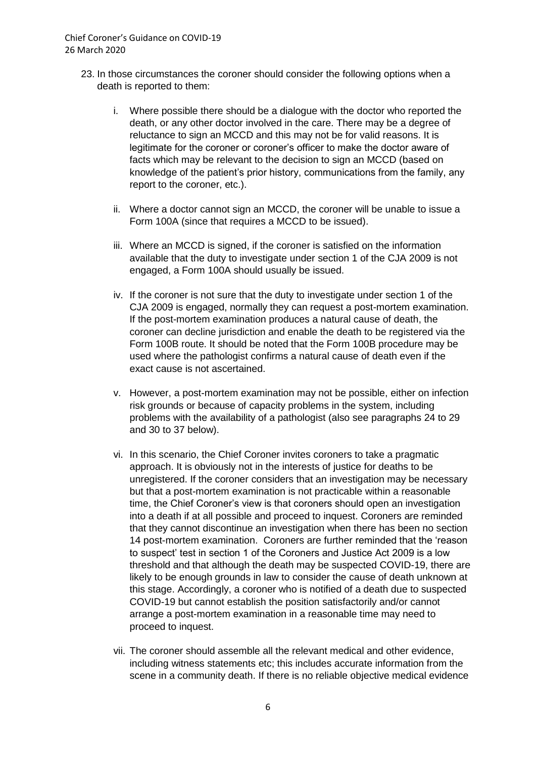23. In those circumstances the coroner should consider the following options when a death is reported to them:

    i. Where possible there should be a dialogue with the doctor who reported the death, or any other doctor involved in the care. There may be a degree of reluctance to sign an MCCD and this may not be for valid reasons. It is legitimate for the coroner or coroner's officer to make the doctor aware of facts which may be relevant to the decision to sign an MCCD (based on knowledge of the patient's prior history, communications from the family, any report to the coroner, etc.).

    ii. Where a doctor cannot sign an MCCD, the coroner will be unable to issue a Form 100A (since that requires a MCCD to be issued).

    iii. Where an MCCD is signed, if the coroner is satisfied on the information available that the duty to investigate under section 1 of the CJA 2009 is not engaged, a Form 100A should usually be issued.

    iv. If the coroner is not sure that the duty to investigate under section 1 of the CJA 2009 is engaged, normally they can request a post-mortem examination. If the post-mortem examination produces a natural cause of death, the coroner can decline jurisdiction and enable the death to be registered via the Form 100B route. It should be noted that the Form 100B procedure may be used where the pathologist confirms a natural cause of death even if the exact cause is not ascertained.

    v. However, a post-mortem examination may not be possible, either on infection risk grounds or because of capacity problems in the system, including problems with the availability of a pathologist (also see paragraphs 24 to 29 and 30 to 37 below).

    vi. In this scenario, the Chief Coroner invites coroners to take a pragmatic approach. It is obviously not in the interests of justice for deaths to be unregistered. If the coroner considers that an investigation may be necessary but that a post-mortem examination is not practicable within a reasonable time, the Chief Coroner's view is that coroners should open an investigation into a death if at all possible and proceed to inquest. Coroners are reminded that they cannot discontinue an investigation when there has been no section 14 post-mortem examination. Coroners are further reminded that the 'reason to suspect' test in section 1 of the Coroners and Justice Act 2009 is a low threshold and that although the death may be suspected COVID-19, there are likely to be enough grounds in law to consider the cause of death unknown at this stage. Accordingly, a coroner who is notified of a death due to suspected COVID-19 but cannot establish the position satisfactorily and/or cannot arrange a post-mortem examination in a reasonable time may need to proceed to inquest.

    vii. The coroner should assemble all the relevant medical and other evidence, including witness statements etc; this includes accurate information from the scene in a community death. If there is no reliable objective medical evidence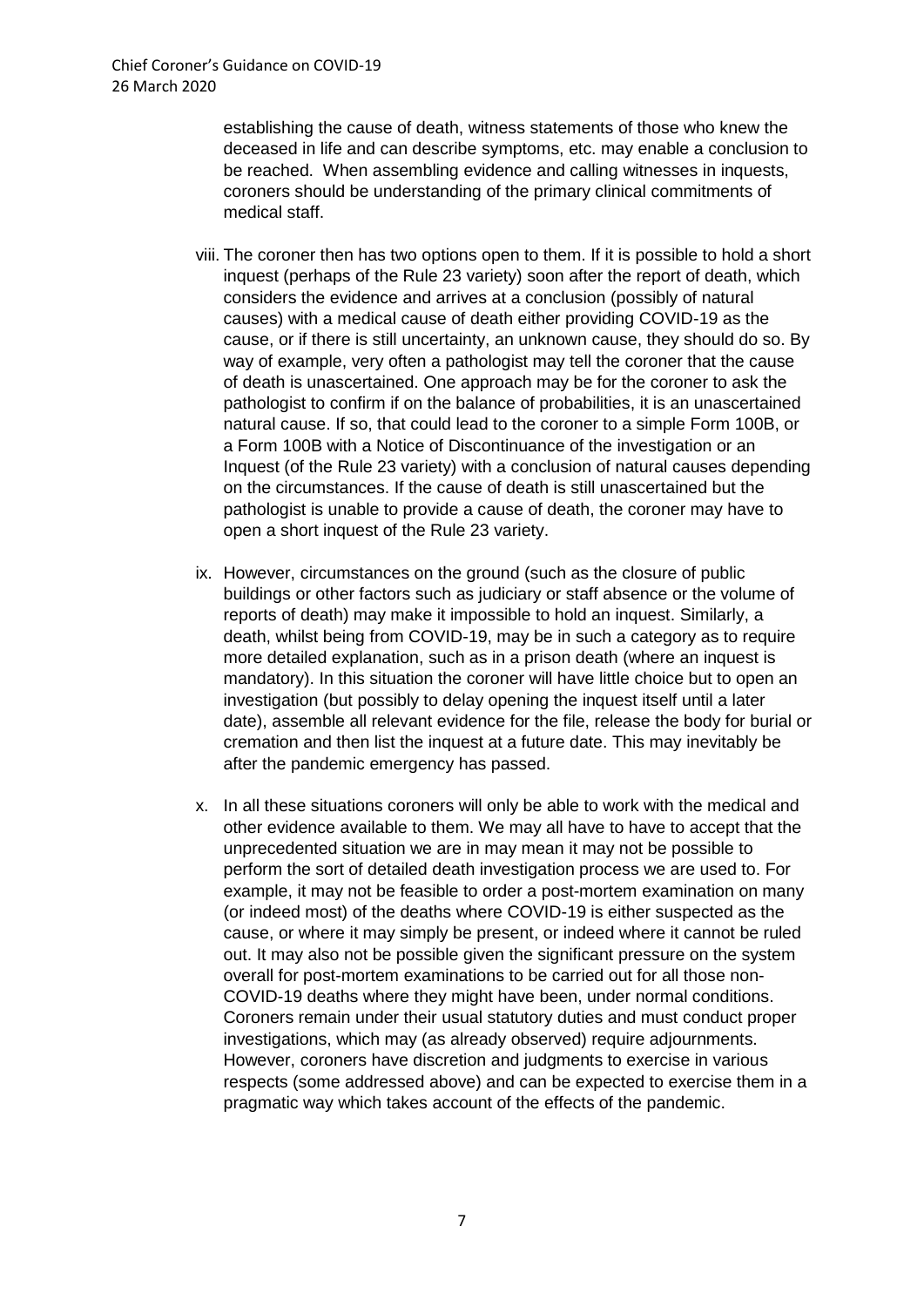establishing the cause of death, witness statements of those who knew the deceased in life and can describe symptoms, etc. may enable a conclusion to be reached. When assembling evidence and calling witnesses in inquests, coroners should be understanding of the primary clinical commitments of medical staff.

viii. The coroner then has two options open to them. If it is possible to hold a short inquest (perhaps of the Rule 23 variety) soon after the report of death, which considers the evidence and arrives at a conclusion (possibly of natural causes) with a medical cause of death either providing COVID-19 as the cause, or if there is still uncertainty, an unknown cause, they should do so. By way of example, very often a pathologist may tell the coroner that the cause of death is unascertained. One approach may be for the coroner to ask the pathologist to confirm if on the balance of probabilities, it is an unascertained natural cause. If so, that could lead to the coroner to a simple Form 100B, or a Form 100B with a Notice of Discontinuance of the investigation or an Inquest (of the Rule 23 variety) with a conclusion of natural causes depending on the circumstances. If the cause of death is still unascertained but the pathologist is unable to provide a cause of death, the coroner may have to open a short inquest of the Rule 23 variety.

ix. However, circumstances on the ground (such as the closure of public buildings or other factors such as judiciary or staff absence or the volume of reports of death) may make it impossible to hold an inquest. Similarly, a death, whilst being from COVID-19, may be in such a category as to require more detailed explanation, such as in a prison death (where an inquest is mandatory). In this situation the coroner will have little choice but to open an investigation (but possibly to delay opening the inquest itself until a later date), assemble all relevant evidence for the file, release the body for burial or cremation and then list the inquest at a future date. This may inevitably be after the pandemic emergency has passed.

x. In all these situations coroners will only be able to work with the medical and other evidence available to them. We may all have to have to accept that the unprecedented situation we are in may mean it may not be possible to perform the sort of detailed death investigation process we are used to. For example, it may not be feasible to order a post-mortem examination on many (or indeed most) of the deaths where COVID-19 is either suspected as the cause, or where it may simply be present, or indeed where it cannot be ruled out. It may also not be possible given the significant pressure on the system overall for post-mortem examinations to be carried out for all those non-COVID-19 deaths where they might have been, under normal conditions. Coroners remain under their usual statutory duties and must conduct proper investigations, which may (as already observed) require adjournments. However, coroners have discretion and judgments to exercise in various respects (some addressed above) and can be expected to exercise them in a pragmatic way which takes account of the effects of the pandemic.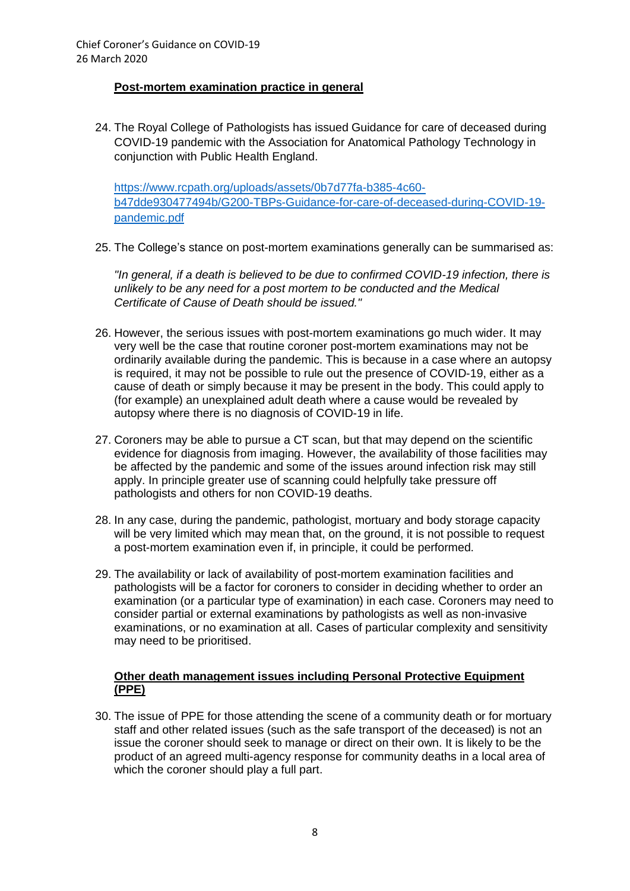**Post-mortem examination practice in general**

24. The Royal College of Pathologists has issued Guidance for care of deceased during COVID-19 pandemic with the Association for Anatomical Pathology Technology in conjunction with Public Health England.

    [https://www.rcpath.org/uploads/assets/0b7d77fa-b385-4c60-b47dde930477494b/G200-TBPs-Guidance-for-care-of-deceased-during-COVID-19-pandemic.pdf](https://www.rcpath.org/uploads/assets/0b7d77fa-b385-4c60-b47dde930477494b/G200-TBPs-Guidance-for-care-of-deceased-during-COVID-19-pandemic.pdf)

25. The College's stance on post-mortem examinations generally can be summarised as:

    *"In general, if a death is believed to be due to confirmed COVID-19 infection, there is unlikely to be any need for a post mortem to be conducted and the Medical Certificate of Cause of Death should be issued."*

26. However, the serious issues with post-mortem examinations go much wider. It may very well be the case that routine coroner post-mortem examinations may not be ordinarily available during the pandemic. This is because in a case where an autopsy is required, it may not be possible to rule out the presence of COVID-19, either as a cause of death or simply because it may be present in the body. This could apply to (for example) an unexplained adult death where a cause would be revealed by autopsy where there is no diagnosis of COVID-19 in life.

27. Coroners may be able to pursue a CT scan, but that may depend on the scientific evidence for diagnosis from imaging. However, the availability of those facilities may be affected by the pandemic and some of the issues around infection risk may still apply. In principle greater use of scanning could helpfully take pressure off pathologists and others for non COVID-19 deaths.

28. In any case, during the pandemic, pathologist, mortuary and body storage capacity will be very limited which may mean that, on the ground, it is not possible to request a post-mortem examination even if, in principle, it could be performed.

29. The availability or lack of availability of post-mortem examination facilities and pathologists will be a factor for coroners to consider in deciding whether to order an examination (or a particular type of examination) in each case. Coroners may need to consider partial or external examinations by pathologists as well as non-invasive examinations, or no examination at all. Cases of particular complexity and sensitivity may need to be prioritised.

**Other death management issues including Personal Protective Equipment (PPE)**

30. The issue of PPE for those attending the scene of a community death or for mortuary staff and other related issues (such as the safe transport of the deceased) is not an issue the coroner should seek to manage or direct on their own. It is likely to be the product of an agreed multi-agency response for community deaths in a local area of which the coroner should play a full part.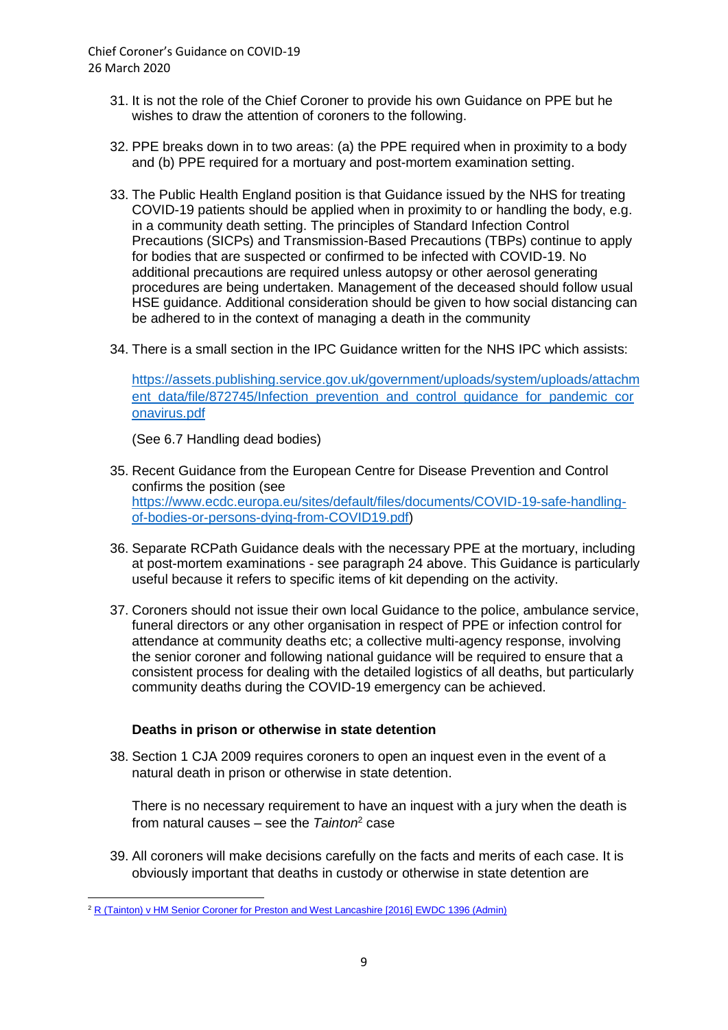31. It is not the role of the Chief Coroner to provide his own Guidance on PPE but he wishes to draw the attention of coroners to the following.

32. PPE breaks down in to two areas: (a) the PPE required when in proximity to a body and (b) PPE required for a mortuary and post-mortem examination setting.

33. The Public Health England position is that Guidance issued by the NHS for treating COVID-19 patients should be applied when in proximity to or handling the body, e.g. in a community death setting. The principles of Standard Infection Control Precautions (SICPs) and Transmission-Based Precautions (TBPs) continue to apply for bodies that are suspected or confirmed to be infected with COVID-19. No additional precautions are required unless autopsy or other aerosol generating procedures are being undertaken. Management of the deceased should follow usual HSE guidance. Additional consideration should be given to how social distancing can be adhered to in the context of managing a death in the community

34. There is a small section in the IPC Guidance written for the NHS IPC which assists:

    https://assets.publishing.service.gov.uk/government/uploads/system/uploads/attachment_data/file/872745/Infection_prevention_and_control_guidance_for_pandemic_coronavirus.pdf

    (See 6.7 Handling dead bodies)

35. Recent Guidance from the European Centre for Disease Prevention and Control confirms the position (see https://www.ecdc.europa.eu/sites/default/files/documents/COVID-19-safe-handling-of-bodies-or-persons-dying-from-COVID19.pdf)

36. Separate RCPath Guidance deals with the necessary PPE at the mortuary, including at post-mortem examinations - see paragraph 24 above. This Guidance is particularly useful because it refers to specific items of kit depending on the activity.

37. Coroners should not issue their own local Guidance to the police, ambulance service, funeral directors or any other organisation in respect of PPE or infection control for attendance at community deaths etc; a collective multi-agency response, involving the senior coroner and following national guidance will be required to ensure that a consistent process for dealing with the detailed logistics of all deaths, but particularly community deaths during the COVID-19 emergency can be achieved.

### Deaths in prison or otherwise in state detention

38. Section 1 CJA 2009 requires coroners to open an inquest even in the event of a natural death in prison or otherwise in state detention.

    There is no necessary requirement to have an inquest with a jury when the death is from natural causes – see the *Tainton*[2] case

39. All coroners will make decisions carefully on the facts and merits of each case. It is obviously important that deaths in custody or otherwise in state detention are

---

[2] R (Tainton) v HM Senior Coroner for Preston and West Lancashire [2016] EWDC 1396 (Admin)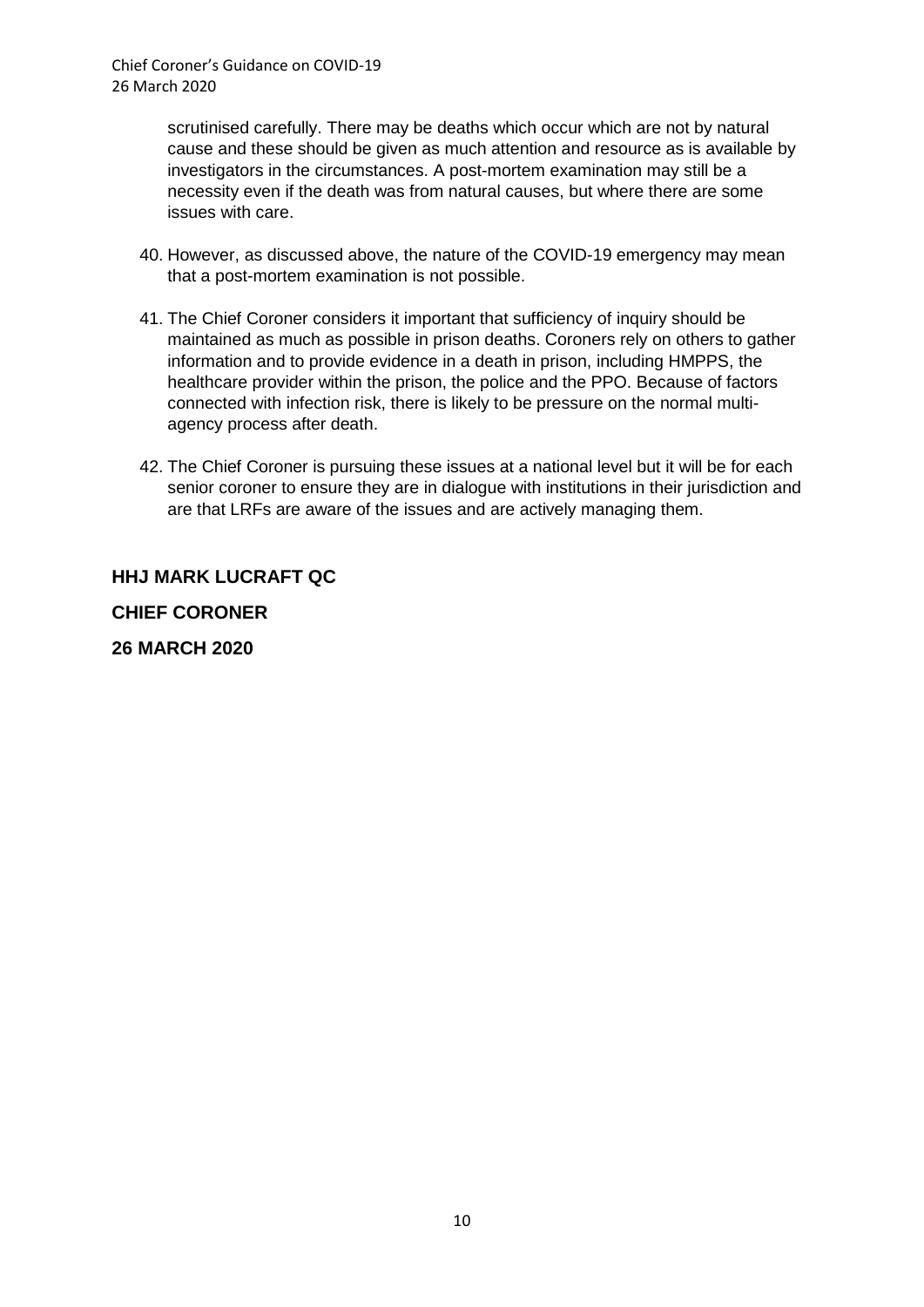scrutinised carefully. There may be deaths which occur which are not by natural cause and these should be given as much attention and resource as is available by investigators in the circumstances. A post-mortem examination may still be a necessity even if the death was from natural causes, but where there are some issues with care.

40. However, as discussed above, the nature of the COVID-19 emergency may mean that a post-mortem examination is not possible.

41. The Chief Coroner considers it important that sufficiency of inquiry should be maintained as much as possible in prison deaths. Coroners rely on others to gather information and to provide evidence in a death in prison, including HMPPS, the healthcare provider within the prison, the police and the PPO. Because of factors connected with infection risk, there is likely to be pressure on the normal multi-agency process after death.

42. The Chief Coroner is pursuing these issues at a national level but it will be for each senior coroner to ensure they are in dialogue with institutions in their jurisdiction and are that LRFs are aware of the issues and are actively managing them.

**HHJ MARK LUCRAFT QC**

**CHIEF CORONER**

**26 MARCH 2020**